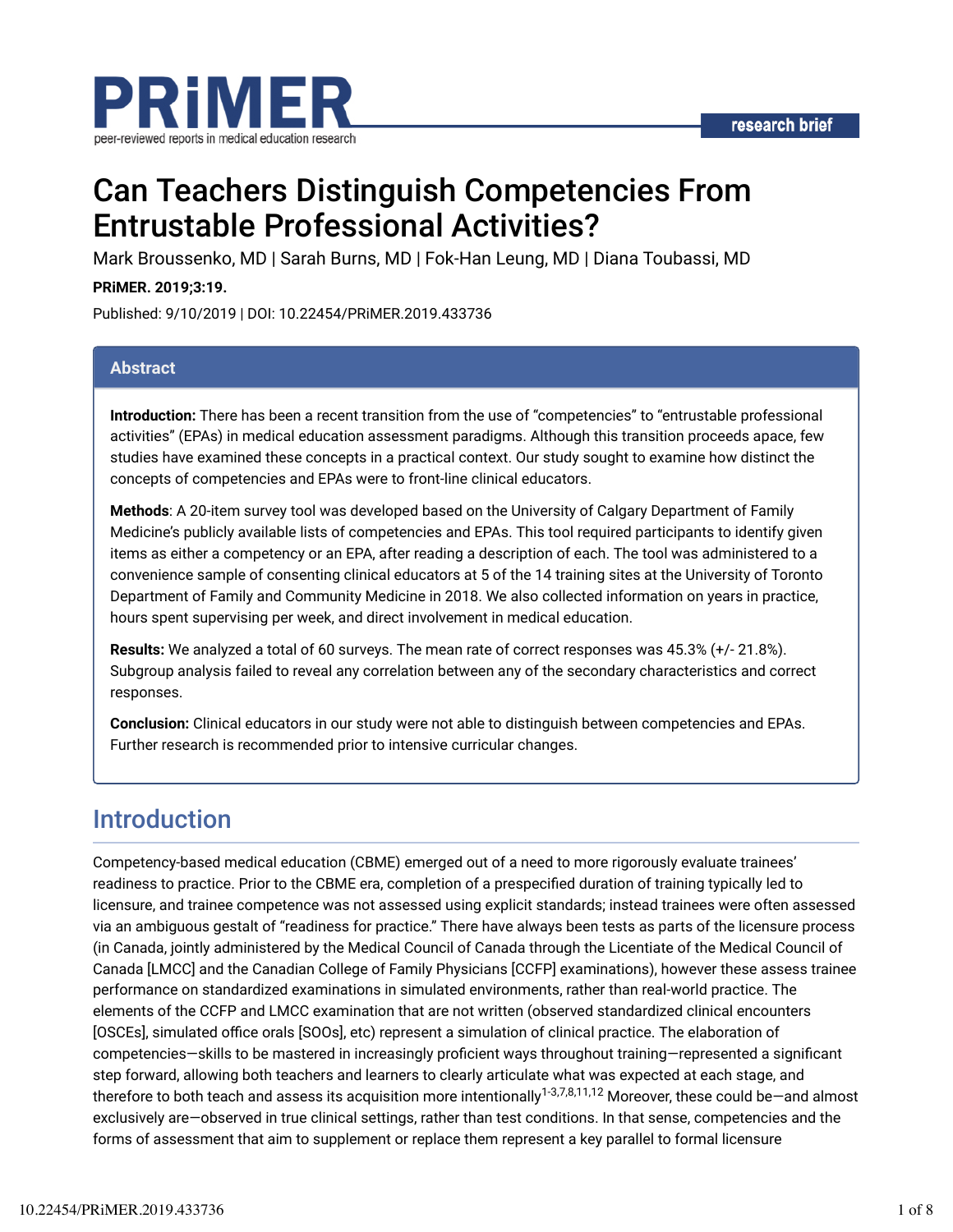# Can Teachers Distinguish Competencies From Entrustable Professional Activities?

Mark Broussenko, MD | Sarah Burns, MD | Fok-Han Leung, MD | Diana Toubassi, MD

**PRiMER. 2019;3:19.**

Published: 9/10/2019 | DOI: 10.22454/PRiMER.2019.433736

research brief

## Abstract

**Introduction:** There has been a recent transition from the use of "competencies" to "entrustable professional activities" (EPAs) in medical education assessment paradigms. Although this transition proceeds apace, few studies have examined these concepts in a practical context. Our study sought to examine how distinct the concepts of competencies and EPAs were to front-line clinical educators.

**Methods**: A 20-item survey tool was developed based on the University of Calgary Department of Family Medicine's publicly available lists of competencies and EPAs. This tool required participants to identify given items as either a competency or an EPA, after reading a description of each. The tool was administered to a convenience sample of consenting clinical educators at 5 of the 14 training sites at the University of Toronto Department of Family and Community Medicine in 2018. We also collected information on years in practice, hours spent supervising per week, and direct involvement in medical education.

**Results:** We analyzed a total of 60 surveys. The mean rate of correct responses was 45.3% (+/- 21.8%). Subgroup analysis failed to reveal any correlation between any of the secondary characteristics and correct responses.

**Conclusion:** Clinical educators in our study were not able to distinguish between competencies and EPAs. Further research is recommended prior to intensive curricular changes.

## Introduction

Competency-based medical education (CBME) emerged out of a need to more rigorously evaluate trainees' readiness to practice. Prior to the CBME era, completion of a prespecified duration of training typically led to licensure, and trainee competence was not assessed using explicit standards; instead trainees were often assessed via an ambiguous gestalt of "readiness for practice." There have always been tests as parts of the licensure process (in Canada, jointly administered by the Medical Council of Canada through the Licentiate of the Medical Council of Canada [LMCC] and the Canadian College of Family Physicians [CCFP] examinations), however these assess trainee performance on standardized examinations in simulated environments, rather than real-world practice. The elements of the CCFP and LMCC examination that are not written (observed standardized clinical encounters [OSCEs], simulated office orals [SOOs], etc) represent a simulation of clinical practice. The elaboration of competencies—skills to be mastered in increasingly proficient ways throughout training—represented a significant step forward, allowing both teachers and learners to clearly articulate what was expected at each stage, and therefore to both teach and assess its acquisition more intentionally[1-3,7,8,11,12] Moreover, these could be—and almost exclusively are—observed in true clinical settings, rather than test conditions. In that sense, competencies and the forms of assessment that aim to supplement or replace them represent a key parallel to formal licensure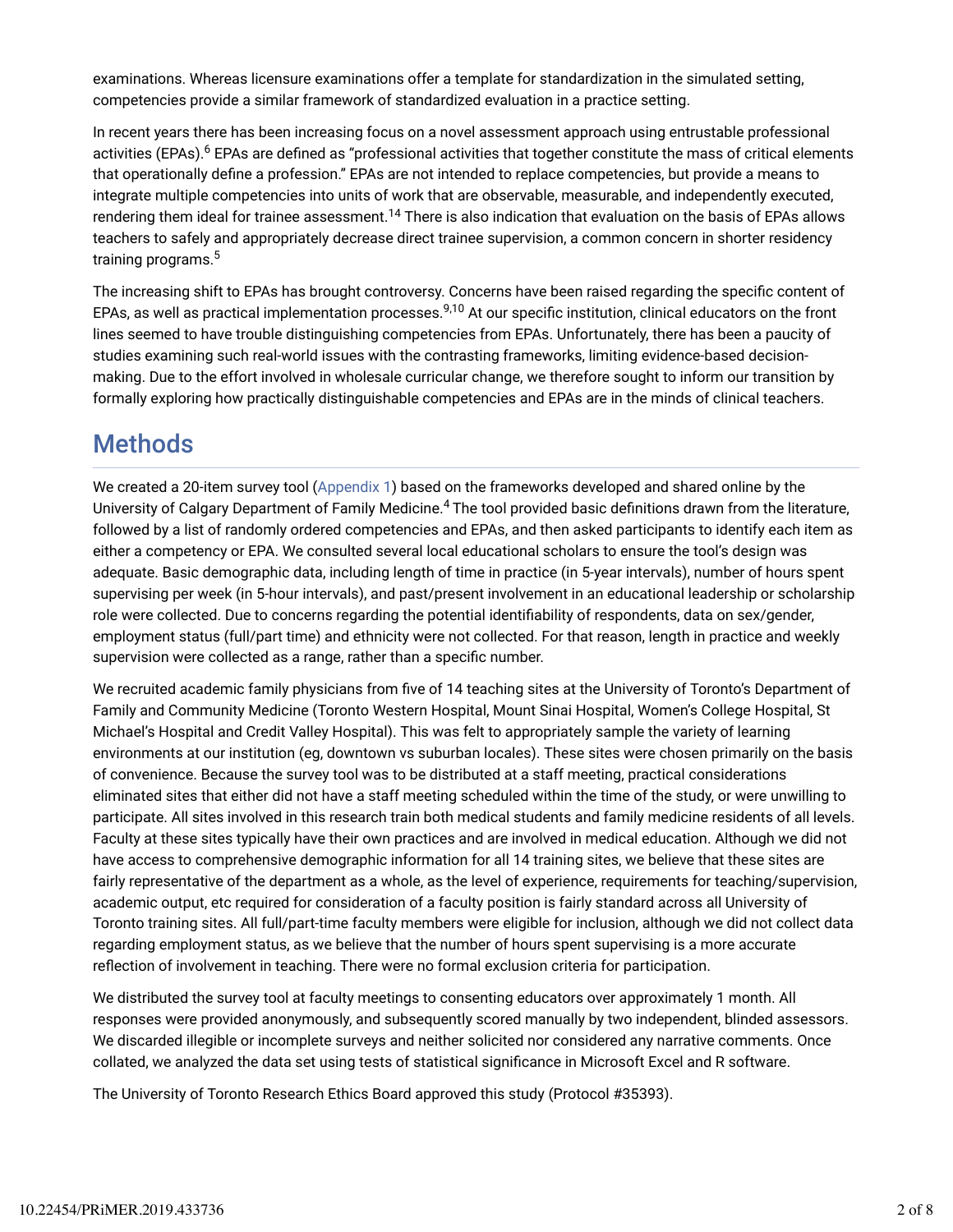examinations. Whereas licensure examinations offer a template for standardization in the simulated setting, competencies provide a similar framework of standardized evaluation in a practice setting.

In recent years there has been increasing focus on a novel assessment approach using entrustable professional activities (EPAs).[6] EPAs are defined as "professional activities that together constitute the mass of critical elements that operationally define a profession." EPAs are not intended to replace competencies, but provide a means to integrate multiple competencies into units of work that are observable, measurable, and independently executed, rendering them ideal for trainee assessment.[14] There is also indication that evaluation on the basis of EPAs allows teachers to safely and appropriately decrease direct trainee supervision, a common concern in shorter residency training programs.[5]

The increasing shift to EPAs has brought controversy. Concerns have been raised regarding the specific content of EPAs, as well as practical implementation processes.[9,10] At our specific institution, clinical educators on the front lines seemed to have trouble distinguishing competencies from EPAs. Unfortunately, there has been a paucity of studies examining such real-world issues with the contrasting frameworks, limiting evidence-based decision-making. Due to the effort involved in wholesale curricular change, we therefore sought to inform our transition by formally exploring how practically distinguishable competencies and EPAs are in the minds of clinical teachers.

## Methods

We created a 20-item survey tool (Appendix 1) based on the frameworks developed and shared online by the University of Calgary Department of Family Medicine.[4] The tool provided basic definitions drawn from the literature, followed by a list of randomly ordered competencies and EPAs, and then asked participants to identify each item as either a competency or EPA. We consulted several local educational scholars to ensure the tool's design was adequate. Basic demographic data, including length of time in practice (in 5-year intervals), number of hours spent supervising per week (in 5-hour intervals), and past/present involvement in an educational leadership or scholarship role were collected. Due to concerns regarding the potential identifiability of respondents, data on sex/gender, employment status (full/part time) and ethnicity were not collected. For that reason, length in practice and weekly supervision were collected as a range, rather than a specific number.

We recruited academic family physicians from five of 14 teaching sites at the University of Toronto's Department of Family and Community Medicine (Toronto Western Hospital, Mount Sinai Hospital, Women's College Hospital, St Michael's Hospital and Credit Valley Hospital). This was felt to appropriately sample the variety of learning environments at our institution (eg, downtown vs suburban locales). These sites were chosen primarily on the basis of convenience. Because the survey tool was to be distributed at a staff meeting, practical considerations eliminated sites that either did not have a staff meeting scheduled within the time of the study, or were unwilling to participate. All sites involved in this research train both medical students and family medicine residents of all levels. Faculty at these sites typically have their own practices and are involved in medical education. Although we did not have access to comprehensive demographic information for all 14 training sites, we believe that these sites are fairly representative of the department as a whole, as the level of experience, requirements for teaching/supervision, academic output, etc required for consideration of a faculty position is fairly standard across all University of Toronto training sites. All full/part-time faculty members were eligible for inclusion, although we did not collect data regarding employment status, as we believe that the number of hours spent supervising is a more accurate reflection of involvement in teaching. There were no formal exclusion criteria for participation.

We distributed the survey tool at faculty meetings to consenting educators over approximately 1 month. All responses were provided anonymously, and subsequently scored manually by two independent, blinded assessors. We discarded illegible or incomplete surveys and neither solicited nor considered any narrative comments. Once collated, we analyzed the data set using tests of statistical significance in Microsoft Excel and R software.

The University of Toronto Research Ethics Board approved this study (Protocol #35393).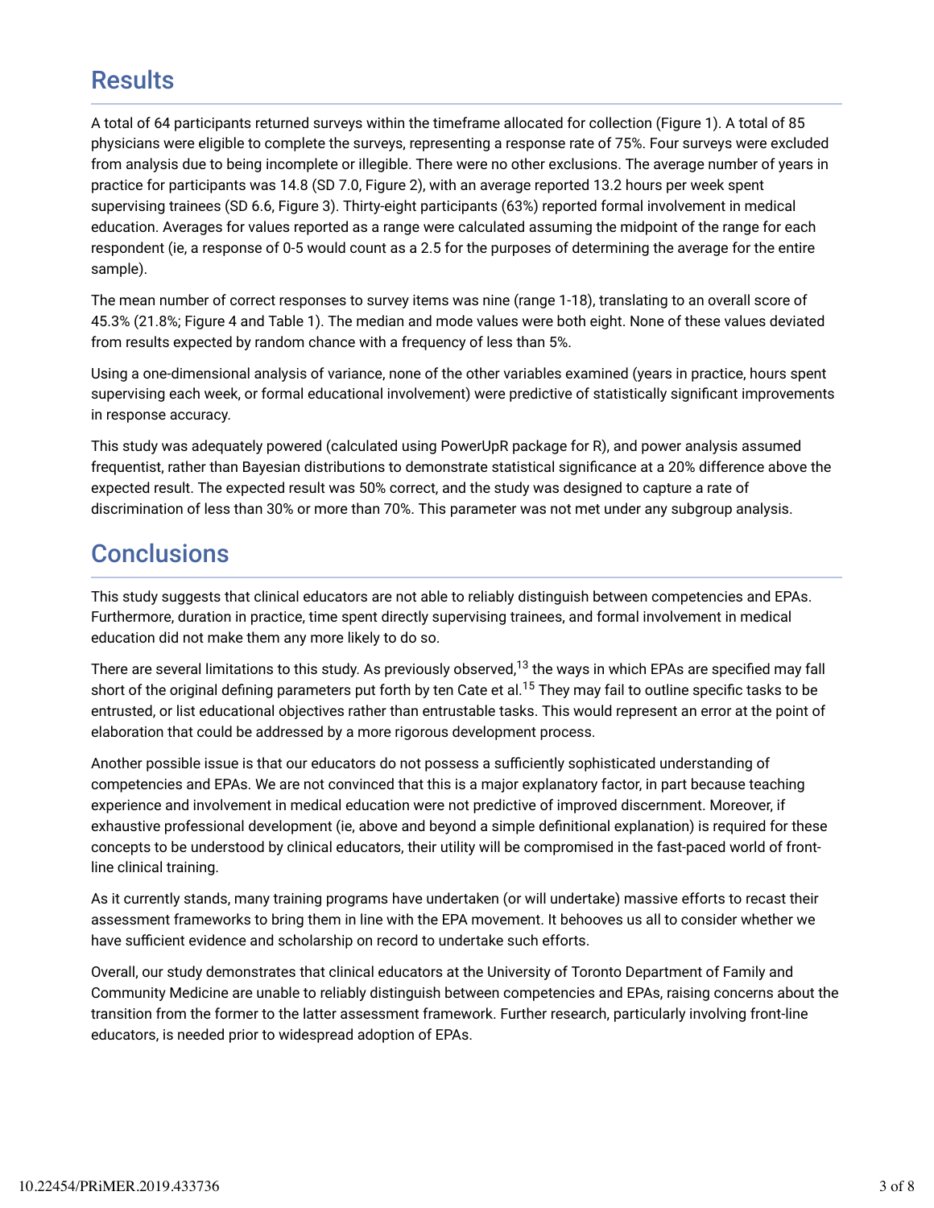## Results

A total of 64 participants returned surveys within the timeframe allocated for collection (Figure 1). A total of 85 physicians were eligible to complete the surveys, representing a response rate of 75%. Four surveys were excluded from analysis due to being incomplete or illegible. There were no other exclusions. The average number of years in practice for participants was 14.8 (SD 7.0, Figure 2), with an average reported 13.2 hours per week spent supervising trainees (SD 6.6, Figure 3). Thirty-eight participants (63%) reported formal involvement in medical education. Averages for values reported as a range were calculated assuming the midpoint of the range for each respondent (ie, a response of 0-5 would count as a 2.5 for the purposes of determining the average for the entire sample).

The mean number of correct responses to survey items was nine (range 1-18), translating to an overall score of 45.3% (21.8%; Figure 4 and Table 1). The median and mode values were both eight. None of these values deviated from results expected by random chance with a frequency of less than 5%.

Using a one-dimensional analysis of variance, none of the other variables examined (years in practice, hours spent supervising each week, or formal educational involvement) were predictive of statistically significant improvements in response accuracy.

This study was adequately powered (calculated using PowerUpR package for R), and power analysis assumed frequentist, rather than Bayesian distributions to demonstrate statistical significance at a 20% difference above the expected result. The expected result was 50% correct, and the study was designed to capture a rate of discrimination of less than 30% or more than 70%. This parameter was not met under any subgroup analysis.

## Conclusions

This study suggests that clinical educators are not able to reliably distinguish between competencies and EPAs. Furthermore, duration in practice, time spent directly supervising trainees, and formal involvement in medical education did not make them any more likely to do so.

There are several limitations to this study. As previously observed,[13] the ways in which EPAs are specified may fall short of the original defining parameters put forth by ten Cate et al.[15] They may fail to outline specific tasks to be entrusted, or list educational objectives rather than entrustable tasks. This would represent an error at the point of elaboration that could be addressed by a more rigorous development process.

Another possible issue is that our educators do not possess a sufficiently sophisticated understanding of competencies and EPAs. We are not convinced that this is a major explanatory factor, in part because teaching experience and involvement in medical education were not predictive of improved discernment. Moreover, if exhaustive professional development (ie, above and beyond a simple definitional explanation) is required for these concepts to be understood by clinical educators, their utility will be compromised in the fast-paced world of front-line clinical training.

As it currently stands, many training programs have undertaken (or will undertake) massive efforts to recast their assessment frameworks to bring them in line with the EPA movement. It behooves us all to consider whether we have sufficient evidence and scholarship on record to undertake such efforts.

Overall, our study demonstrates that clinical educators at the University of Toronto Department of Family and Community Medicine are unable to reliably distinguish between competencies and EPAs, raising concerns about the transition from the former to the latter assessment framework. Further research, particularly involving front-line educators, is needed prior to widespread adoption of EPAs.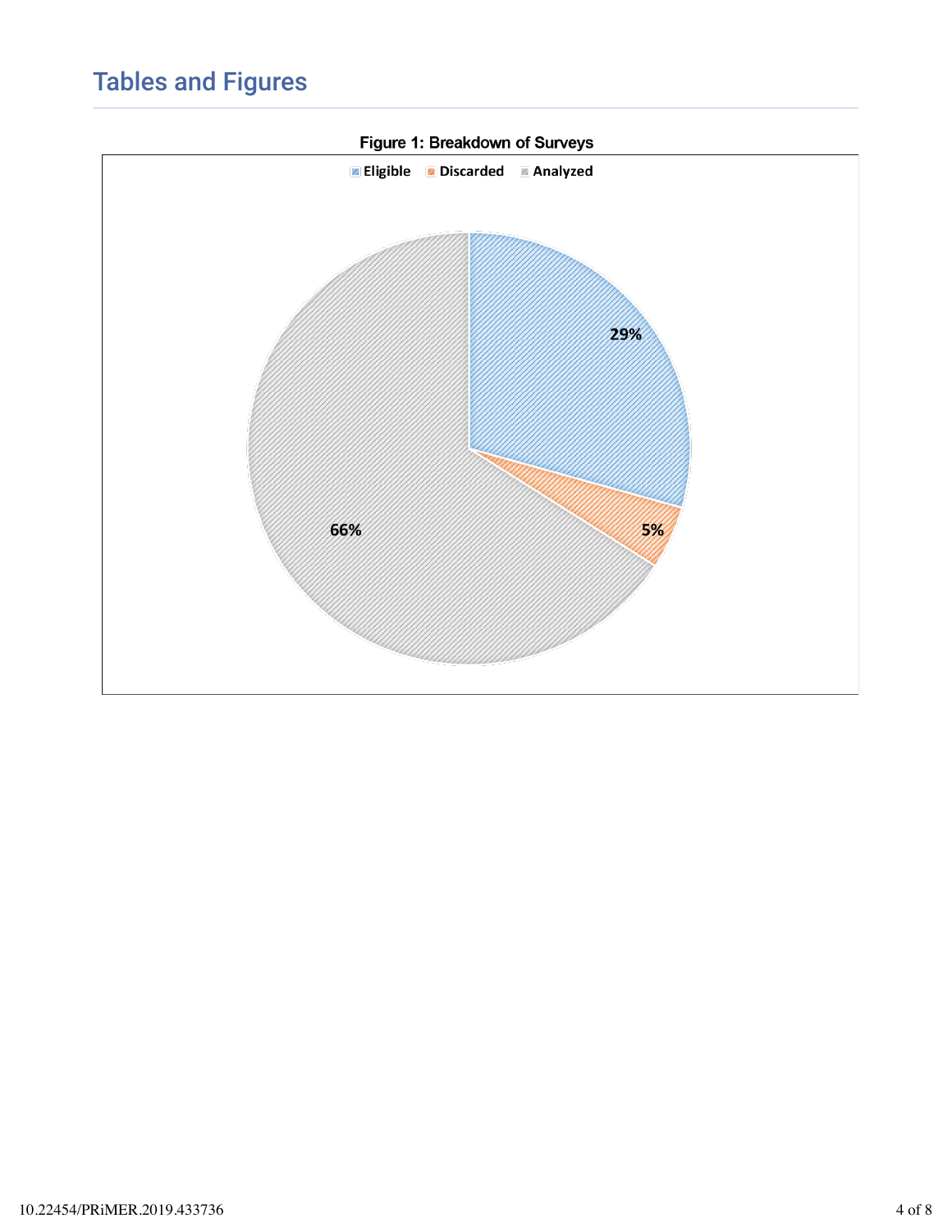## Tables and Figures

**Figure 1: Breakdown of Surveys**

Eligible | Discarded | Analyzed

29%

5%

66%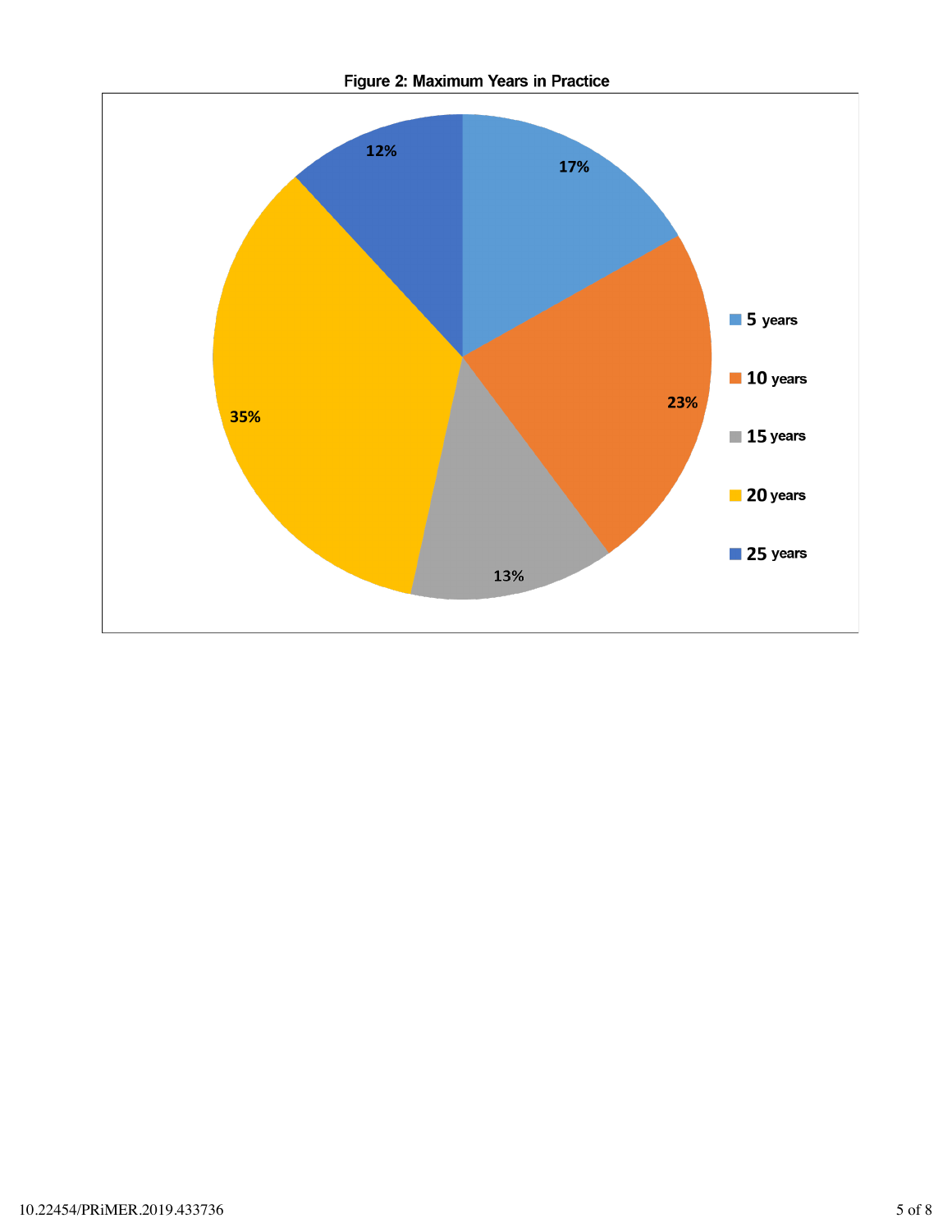Figure 2: Maximum Years in Practice

| Years | Percentage |
|---|---|
| 5 years | 17% |
| 10 years | 23% |
| 15 years | 13% |
| 20 years | 35% |
| 25 years | 12% |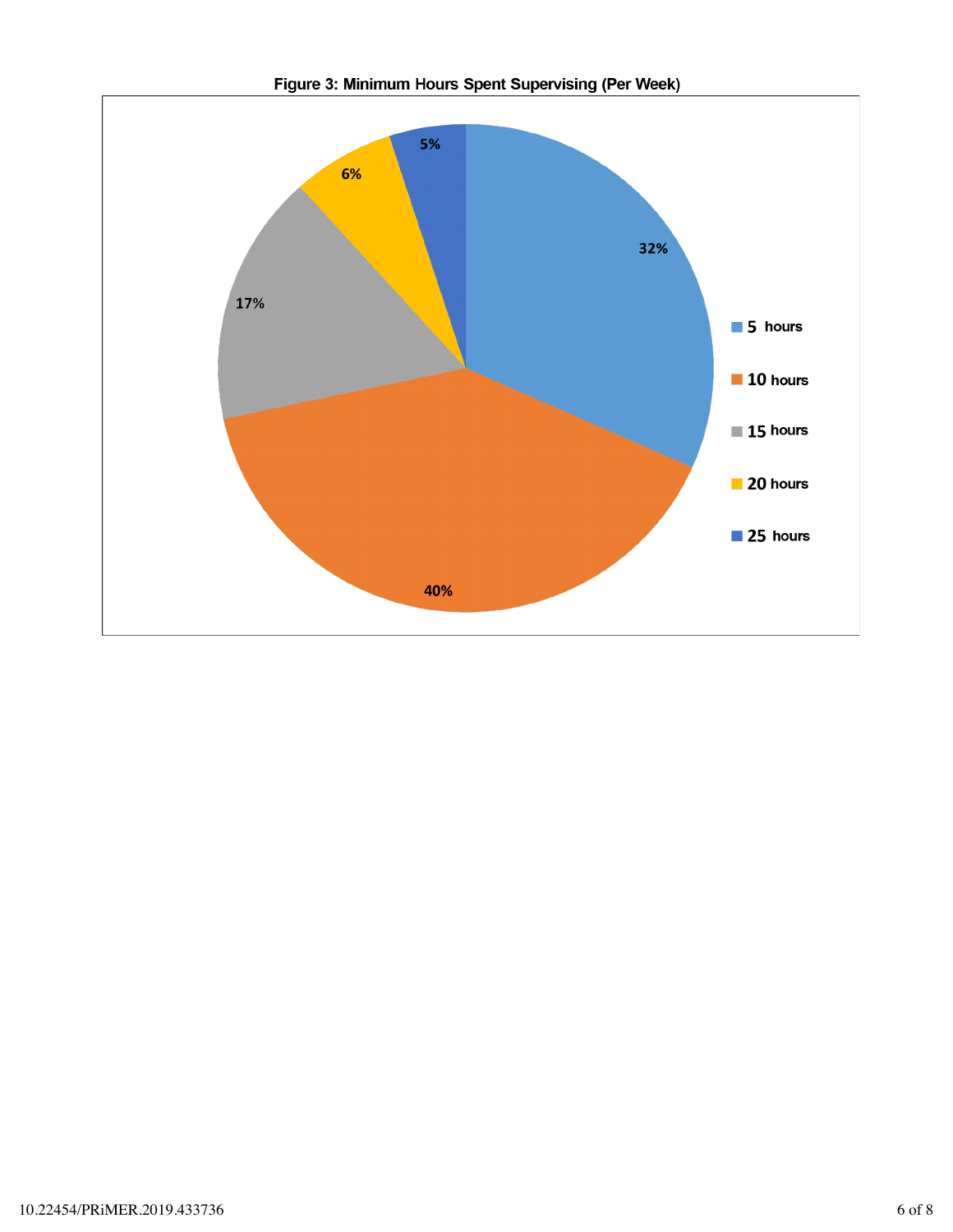**Figure 3: Minimum Hours Spent Supervising (Per Week)**

| Hours | Percentage |
| --- | --- |
| 5 hours | 32% |
| 10 hours | 40% |
| 15 hours | 17% |
| 20 hours | 6% |
| 25 hours | 5% |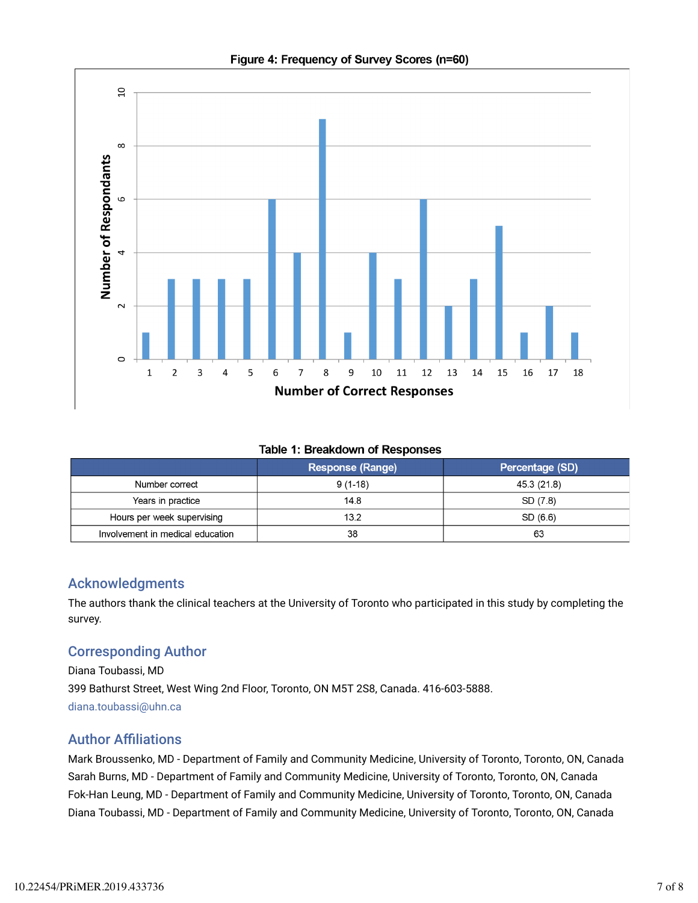Figure 4: Frequency of Survey Scores (n=60)

Table 1: Breakdown of Responses

| | Response (Range) | Percentage (SD) |
|---|---|---|
| Number correct | 9 (1-18) | 45.3 (21.8) |
| Years in practice | 14.8 | SD (7.8) |
| Hours per week supervising | 13.2 | SD (6.6) |
| Involvement in medical education | 38 | 63 |

## Acknowledgments

The authors thank the clinical teachers at the University of Toronto who participated in this study by completing the survey.

## Corresponding Author

Diana Toubassi, MD

399 Bathurst Street, West Wing 2nd Floor, Toronto, ON M5T 2S8, Canada. 416-603-5888.

diana.toubassi@uhn.ca

## Author Affiliations

Mark Broussenko, MD - Department of Family and Community Medicine, University of Toronto, Toronto, ON, Canada

Sarah Burns, MD - Department of Family and Community Medicine, University of Toronto, Toronto, ON, Canada

Fok-Han Leung, MD - Department of Family and Community Medicine, University of Toronto, Toronto, ON, Canada

Diana Toubassi, MD - Department of Family and Community Medicine, University of Toronto, Toronto, ON, Canada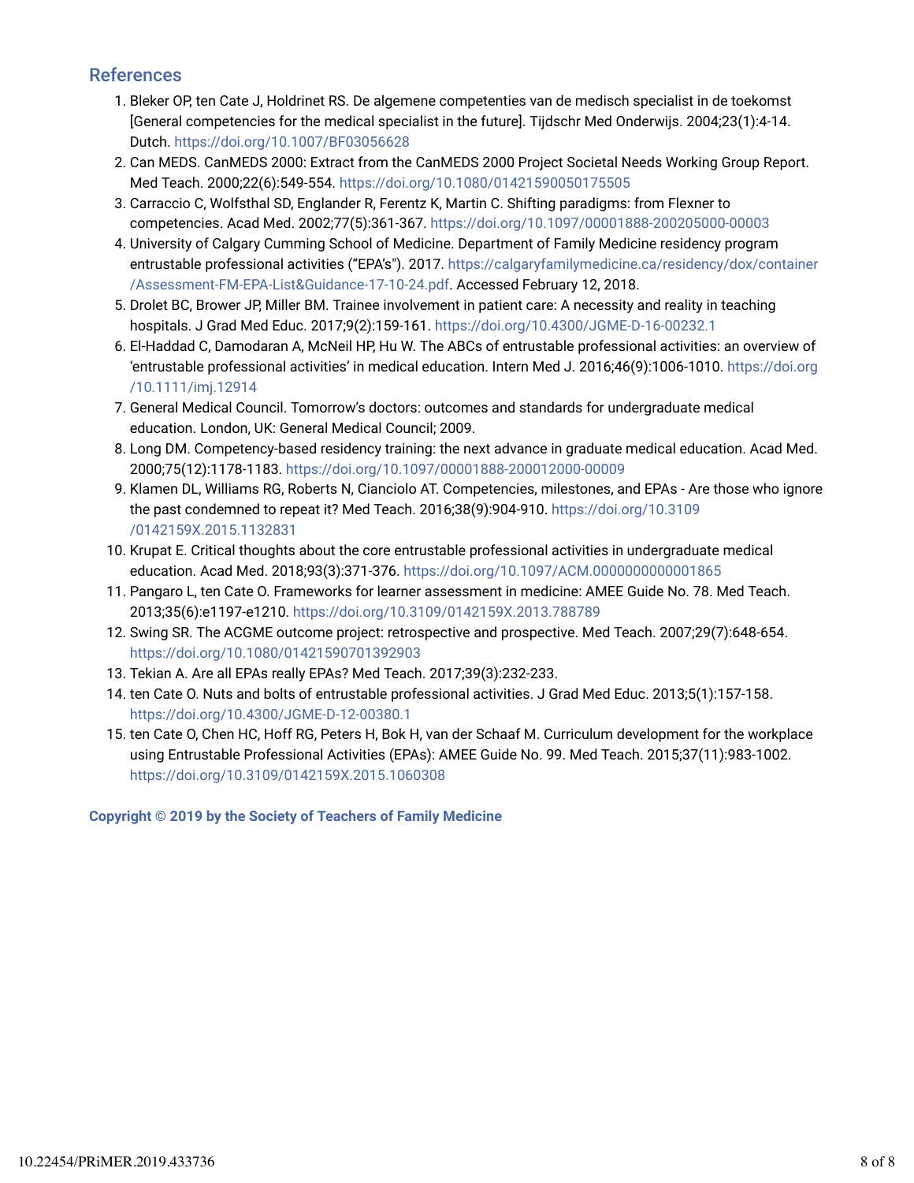## References

1. Bleker OP, ten Cate J, Holdrinet RS. De algemene competenties van de medisch specialist in de toekomst [General competencies for the medical specialist in the future]. Tijdschr Med Onderwijs. 2004;23(1):4-14. Dutch. https://doi.org/10.1007/BF03056628
2. Can MEDS. CanMEDS 2000: Extract from the CanMEDS 2000 Project Societal Needs Working Group Report. Med Teach. 2000;22(6):549-554. https://doi.org/10.1080/01421590050175505
3. Carraccio C, Wolfsthal SD, Englander R, Ferentz K, Martin C. Shifting paradigms: from Flexner to competencies. Acad Med. 2002;77(5):361-367. https://doi.org/10.1097/00001888-200205000-00003
4. University of Calgary Cumming School of Medicine. Department of Family Medicine residency program entrustable professional activities ("EPA's"). 2017. https://calgaryfamilymedicine.ca/residency/dox/container/Assessment-FM-EPA-List&Guidance-17-10-24.pdf. Accessed February 12, 2018.
5. Drolet BC, Brower JP, Miller BM. Trainee involvement in patient care: A necessity and reality in teaching hospitals. J Grad Med Educ. 2017;9(2):159-161. https://doi.org/10.4300/JGME-D-16-00232.1
6. El-Haddad C, Damodaran A, McNeil HP, Hu W. The ABCs of entrustable professional activities: an overview of 'entrustable professional activities' in medical education. Intern Med J. 2016;46(9):1006-1010. https://doi.org/10.1111/imj.12914
7. General Medical Council. Tomorrow's doctors: outcomes and standards for undergraduate medical education. London, UK: General Medical Council; 2009.
8. Long DM. Competency-based residency training: the next advance in graduate medical education. Acad Med. 2000;75(12):1178-1183. https://doi.org/10.1097/00001888-200012000-00009
9. Klamen DL, Williams RG, Roberts N, Cianciolo AT. Competencies, milestones, and EPAs - Are those who ignore the past condemned to repeat it? Med Teach. 2016;38(9):904-910. https://doi.org/10.3109/0142159X.2015.1132831
10. Krupat E. Critical thoughts about the core entrustable professional activities in undergraduate medical education. Acad Med. 2018;93(3):371-376. https://doi.org/10.1097/ACM.0000000000001865
11. Pangaro L, ten Cate O. Frameworks for learner assessment in medicine: AMEE Guide No. 78. Med Teach. 2013;35(6):e1197-e1210. https://doi.org/10.3109/0142159X.2013.788789
12. Swing SR. The ACGME outcome project: retrospective and prospective. Med Teach. 2007;29(7):648-654. https://doi.org/10.1080/01421590701392903
13. Tekian A. Are all EPAs really EPAs? Med Teach. 2017;39(3):232-233.
14. ten Cate O. Nuts and bolts of entrustable professional activities. J Grad Med Educ. 2013;5(1):157-158. https://doi.org/10.4300/JGME-D-12-00380.1
15. ten Cate O, Chen HC, Hoff RG, Peters H, Bok H, van der Schaaf M. Curriculum development for the workplace using Entrustable Professional Activities (EPAs): AMEE Guide No. 99. Med Teach. 2015;37(11):983-1002. https://doi.org/10.3109/0142159X.2015.1060308

**Copyright © 2019 by the Society of Teachers of Family Medicine**